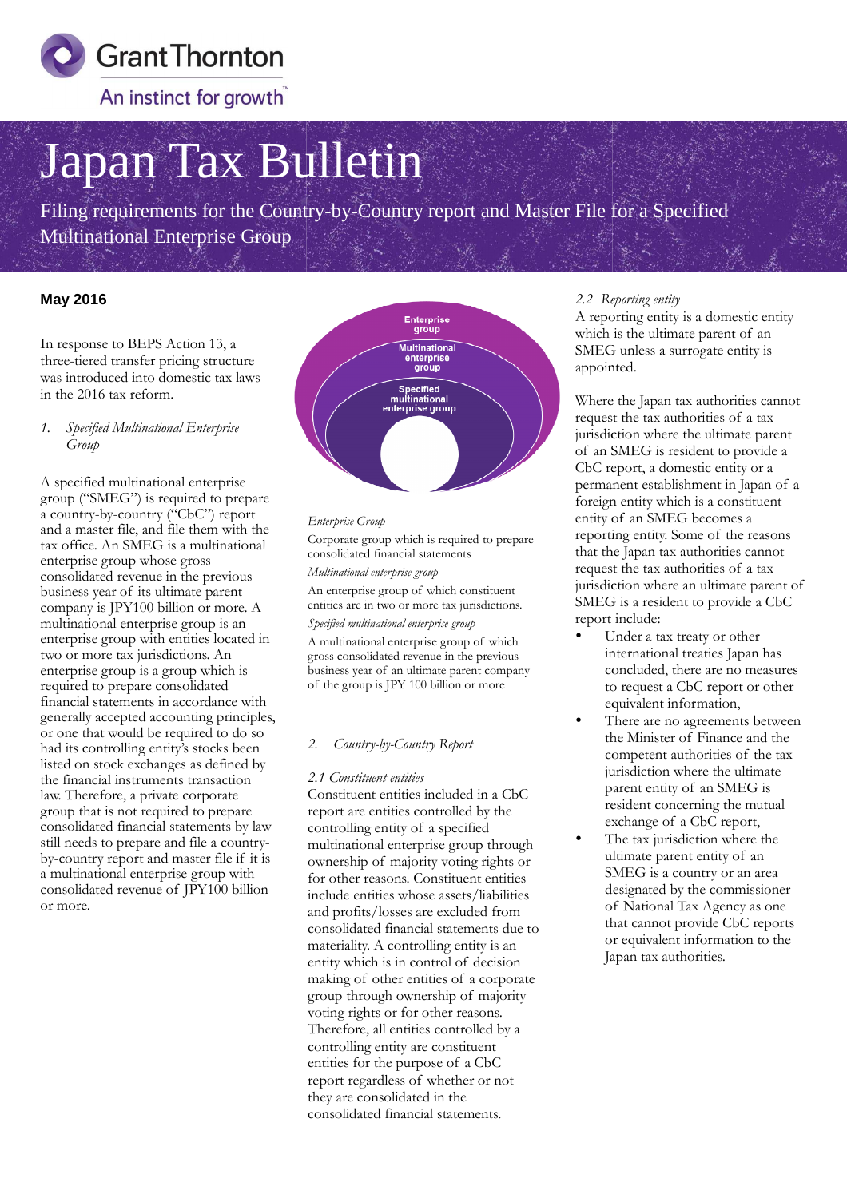# Japan Tax Bulletin

Filing requirements for the Country-by-Country report and Master File for a Specified Multinational Enterprise Group

**May 2016**

In response to BEPS Action 13, a three-tiered transfer pricing structure was introduced into domestic tax laws in the 2016 tax reform.

## 1. *Specified Multinational Enterprise Group*

A specified multinational enterprise group ("SMEG") is required to prepare a country-by-country ("CbC") report and a master file, and file them with the tax office. An SMEG is a multinational enterprise group whose gross consolidated revenue in the previous business year of its ultimate parent company is JPY100 billion or more. A multinational enterprise group is an enterprise group with entities located in two or more tax jurisdictions. An enterprise group is a group which is required to prepare consolidated financial statements in accordance with generally accepted accounting principles, or one that would be required to do so had its controlling entity's stocks been listed on stock exchanges as defined by the financial instruments transaction law. Therefore, a private corporate group that is not required to prepare consolidated financial statements by law still needs to prepare and file a country-by-country report and master file if it is a multinational enterprise group with consolidated revenue of JPY100 billion or more.

Enterprise group

Multinational enterprise group

Specified multinational enterprise group

*Enterprise Group*

Corporate group which is required to prepare consolidated financial statements

*Multinational enterprise group*

An enterprise group of which constituent entities are in two or more tax jurisdictions.

*Specified multinational enterprise group*

A multinational enterprise group of which gross consolidated revenue in the previous business year of an ultimate parent company of the group is JPY 100 billion or more

## 2. *Country-by-Country Report*

### *2.1 Constituent entities*

Constituent entities included in a CbC report are entities controlled by the controlling entity of a specified multinational enterprise group through ownership of majority voting rights or for other reasons. Constituent entities include entities whose assets/liabilities and profits/losses are excluded from consolidated financial statements due to materiality. A controlling entity is an entity which is in control of decision making of other entities of a corporate group through ownership of majority voting rights or for other reasons. Therefore, all entities controlled by a controlling entity are constituent entities for the purpose of a CbC report regardless of whether or not they are consolidated in the consolidated financial statements.

### *2.2 Reporting entity*

A reporting entity is a domestic entity which is the ultimate parent of an SMEG unless a surrogate entity is appointed.

Where the Japan tax authorities cannot request the tax authorities of a tax jurisdiction where the ultimate parent of an SMEG is resident to provide a CbC report, a domestic entity or a permanent establishment in Japan of a foreign entity which is a constituent entity of an SMEG becomes a reporting entity. Some of the reasons that the Japan tax authorities cannot request the tax authorities of a tax jurisdiction where an ultimate parent of SMEG is a resident to provide a CbC report include:

- Under a tax treaty or other international treaties Japan has concluded, there are no measures to request a CbC report or other equivalent information,
- There are no agreements between the Minister of Finance and the competent authorities of the tax jurisdiction where the ultimate parent entity of an SMEG is resident concerning the mutual exchange of a CbC report,
- The tax jurisdiction where the ultimate parent entity of an SMEG is a country or an area designated by the commissioner of National Tax Agency as one that cannot provide CbC reports or equivalent information to the Japan tax authorities.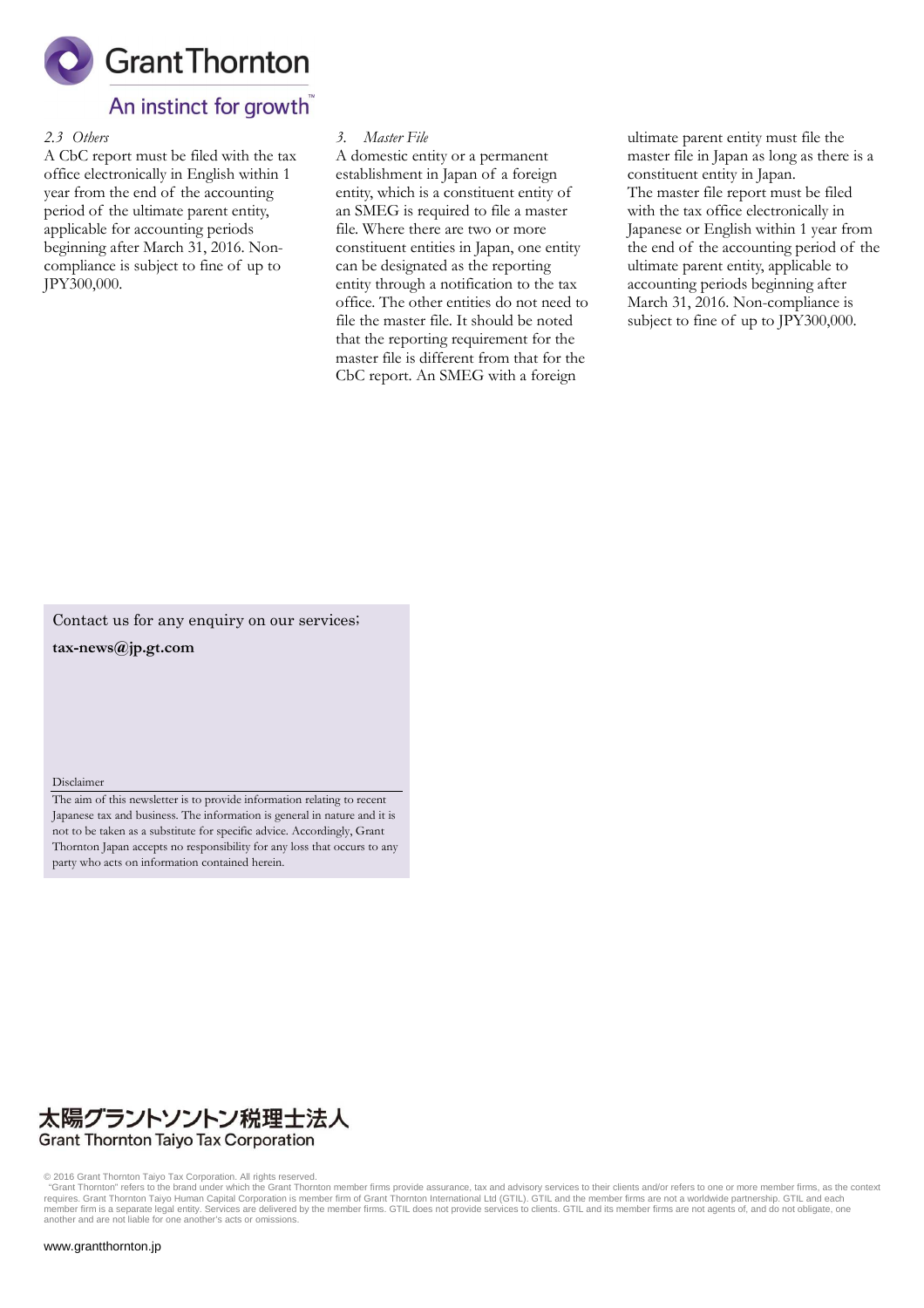### *2.3 Others*

A CbC report must be filed with the tax office electronically in English within 1 year from the end of the accounting period of the ultimate parent entity, applicable for accounting periods beginning after March 31, 2016. Non-compliance is subject to fine of up to JPY300,000.

### *3. Master File*

A domestic entity or a permanent establishment in Japan of a foreign entity, which is a constituent entity of an SMEG is required to file a master file. Where there are two or more constituent entities in Japan, one entity can be designated as the reporting entity through a notification to the tax office. The other entities do not need to file the master file. It should be noted that the reporting requirement for the master file is different from that for the CbC report. An SMEG with a foreign ultimate parent entity must file the master file in Japan as long as there is a constituent entity in Japan.

The master file report must be filed with the tax office electronically in Japanese or English within 1 year from the end of the accounting period of the ultimate parent entity, applicable to accounting periods beginning after March 31, 2016. Non-compliance is subject to fine of up to JPY300,000.

Contact us for any enquiry on our services;

**tax-news@jp.gt.com**

Disclaimer

The aim of this newsletter is to provide information relating to recent Japanese tax and business. The information is general in nature and it is not to be taken as a substitute for specific advice. Accordingly, Grant Thornton Japan accepts no responsibility for any loss that occurs to any party who acts on information contained herein.

太陽グラントソントン税理士法人
Grant Thornton Taiyo Tax Corporation

© 2016 Grant Thornton Taiyo Tax Corporation. All rights reserved.
"Grant Thornton" refers to the brand under which the Grant Thornton member firms provide assurance, tax and advisory services to their clients and/or refers to one or more member firms, as the context requires. Grant Thornton Taiyo Human Capital Corporation is member firm of Grant Thornton International Ltd (GTIL). GTIL and the member firms are not a worldwide partnership. GTIL and each member firm is a separate legal entity. Services are delivered by the member firms. GTIL does not provide services to clients. GTIL and its member firms are not agents of, and do not obligate, one another and are not liable for one another's acts or omissions.

www.grantthornton.jp